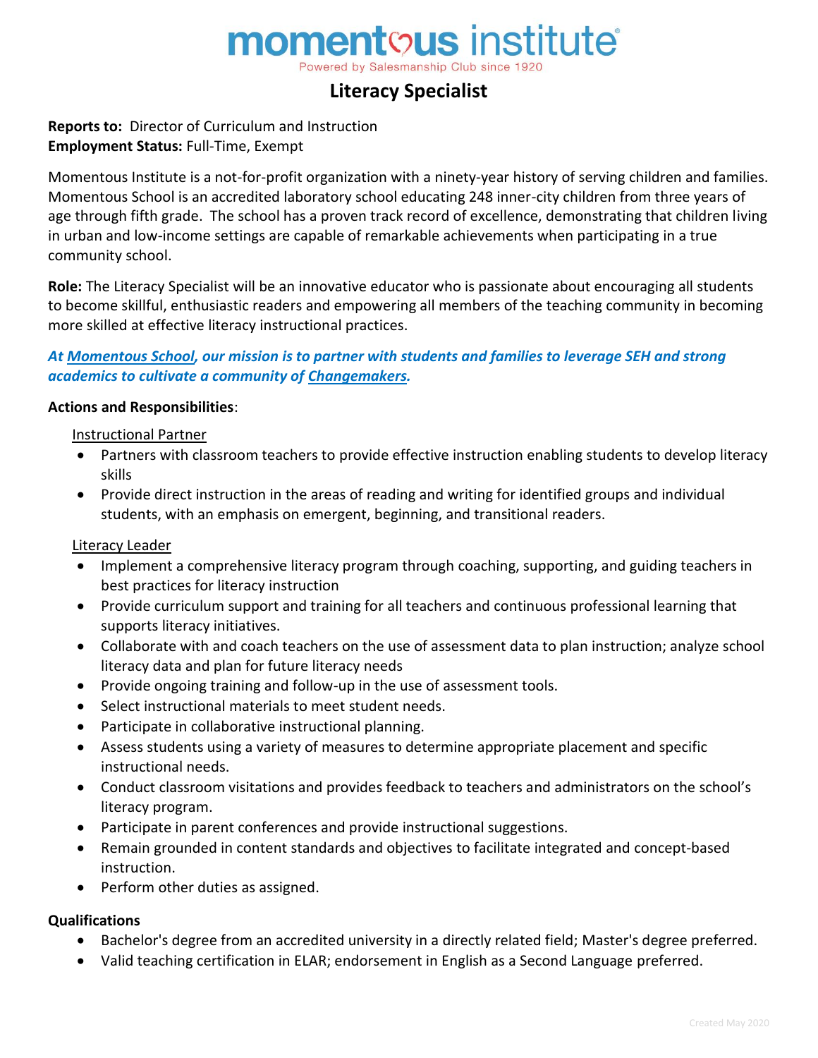momentous institute

Powered by Salesmanship Club since 1920

# Literacy Specialist

**Reports to:** Director of Curriculum and Instruction
**Employment Status:** Full-Time, Exempt

Momentous Institute is a not-for-profit organization with a ninety-year history of serving children and families. Momentous School is an accredited laboratory school educating 248 inner-city children from three years of age through fifth grade. The school has a proven track record of excellence, demonstrating that children living in urban and low-income settings are capable of remarkable achievements when participating in a true community school.

**Role:** The Literacy Specialist will be an innovative educator who is passionate about encouraging all students to become skillful, enthusiastic readers and empowering all members of the teaching community in becoming more skilled at effective literacy instructional practices.

***At Momentous School, our mission is to partner with students and families to leverage SEH and strong academics to cultivate a community of Changemakers.***

**Actions and Responsibilities**:

Instructional Partner

- Partners with classroom teachers to provide effective instruction enabling students to develop literacy skills
- Provide direct instruction in the areas of reading and writing for identified groups and individual students, with an emphasis on emergent, beginning, and transitional readers.

Literacy Leader

- Implement a comprehensive literacy program through coaching, supporting, and guiding teachers in best practices for literacy instruction
- Provide curriculum support and training for all teachers and continuous professional learning that supports literacy initiatives.
- Collaborate with and coach teachers on the use of assessment data to plan instruction; analyze school literacy data and plan for future literacy needs
- Provide ongoing training and follow-up in the use of assessment tools.
- Select instructional materials to meet student needs.
- Participate in collaborative instructional planning.
- Assess students using a variety of measures to determine appropriate placement and specific instructional needs.
- Conduct classroom visitations and provides feedback to teachers and administrators on the school's literacy program.
- Participate in parent conferences and provide instructional suggestions.
- Remain grounded in content standards and objectives to facilitate integrated and concept-based instruction.
- Perform other duties as assigned.

**Qualifications**

- Bachelor's degree from an accredited university in a directly related field; Master's degree preferred.
- Valid teaching certification in ELAR; endorsement in English as a Second Language preferred.

Created May 2020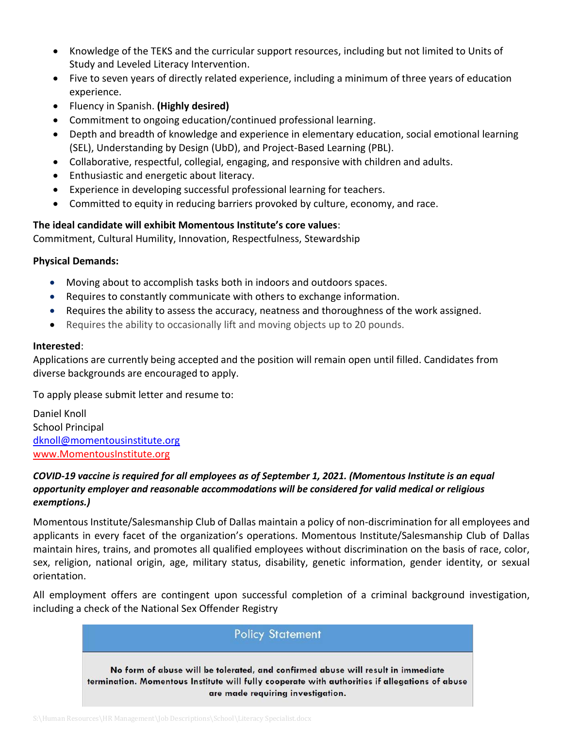- Knowledge of the TEKS and the curricular support resources, including but not limited to Units of Study and Leveled Literacy Intervention.
- Five to seven years of directly related experience, including a minimum of three years of education experience.
- Fluency in Spanish. **(Highly desired)**
- Commitment to ongoing education/continued professional learning.
- Depth and breadth of knowledge and experience in elementary education, social emotional learning (SEL), Understanding by Design (UbD), and Project-Based Learning (PBL).
- Collaborative, respectful, collegial, engaging, and responsive with children and adults.
- Enthusiastic and energetic about literacy.
- Experience in developing successful professional learning for teachers.
- Committed to equity in reducing barriers provoked by culture, economy, and race.

**The ideal candidate will exhibit Momentous Institute's core values**:
Commitment, Cultural Humility, Innovation, Respectfulness, Stewardship

**Physical Demands:**

- Moving about to accomplish tasks both in indoors and outdoors spaces.
- Requires to constantly communicate with others to exchange information.
- Requires the ability to assess the accuracy, neatness and thoroughness of the work assigned.
- Requires the ability to occasionally lift and moving objects up to 20 pounds.

**Interested**:
Applications are currently being accepted and the position will remain open until filled. Candidates from diverse backgrounds are encouraged to apply.

To apply please submit letter and resume to:

Daniel Knoll
School Principal
dknoll@momentousinstitute.org
www.MomentousInstitute.org

***COVID-19 vaccine is required for all employees as of September 1, 2021. (Momentous Institute is an equal opportunity employer and reasonable accommodations will be considered for valid medical or religious exemptions.)***

Momentous Institute/Salesmanship Club of Dallas maintain a policy of non-discrimination for all employees and applicants in every facet of the organization's operations. Momentous Institute/Salesmanship Club of Dallas maintain hires, trains, and promotes all qualified employees without discrimination on the basis of race, color, sex, religion, national origin, age, military status, disability, genetic information, gender identity, or sexual orientation.

All employment offers are contingent upon successful completion of a criminal background investigation, including a check of the National Sex Offender Registry

| Policy Statement |
| --- |
| **No form of abuse will be tolerated, and confirmed abuse will result in immediate termination. Momentous Institute will fully cooperate with authorities if allegations of abuse are made requiring investigation.** |

S:\Human Resources\HR Management\Job Descriptions\School\Literacy Specialist.docx